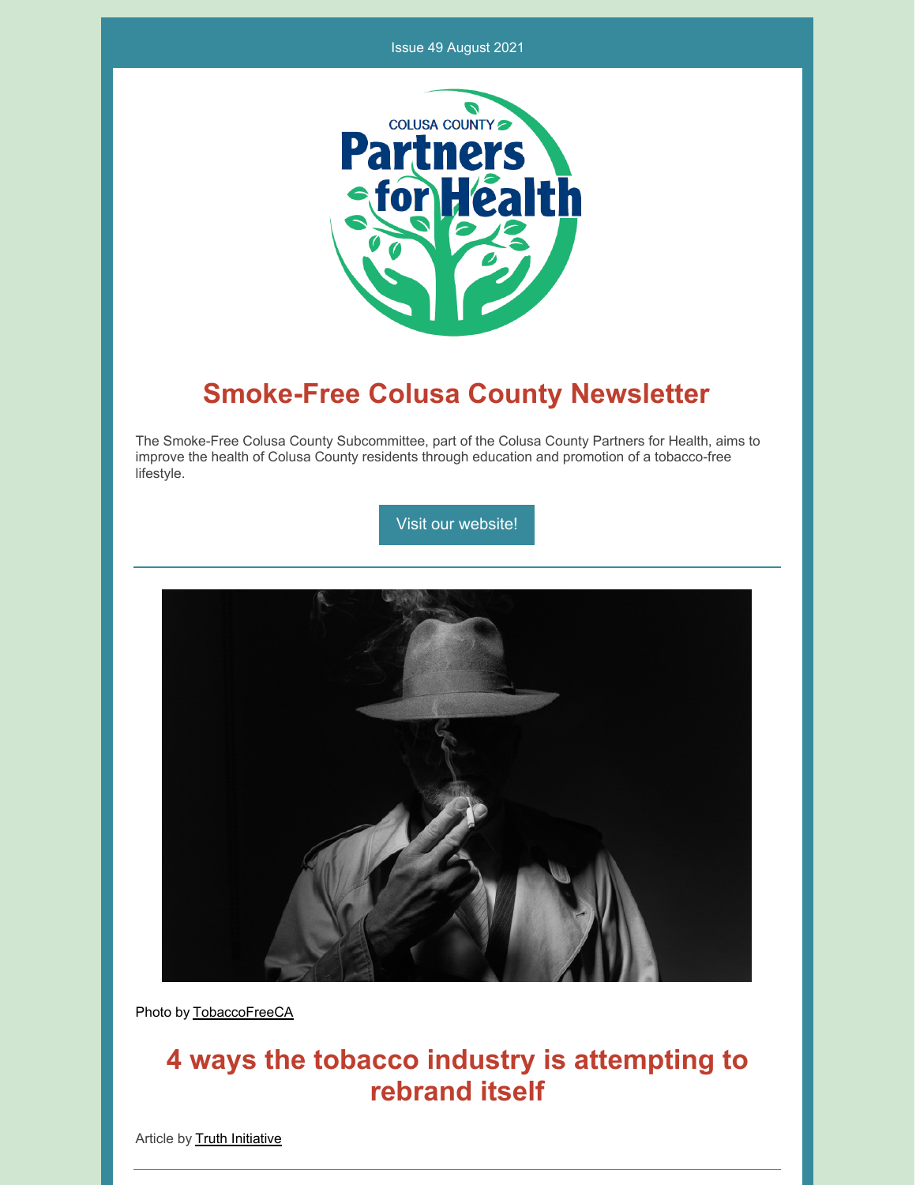Issue 49 August 2021

# Smoke-Free Colusa County Newsletter

The Smoke-Free Colusa County Subcommittee, part of the Colusa County Partners for Health, aims to improve the health of Colusa County residents through education and promotion of a tobacco-free lifestyle.

Visit our website!

Photo by TobaccoFreeCA

## 4 ways the tobacco industry is attempting to rebrand itself

Article by Truth Initiative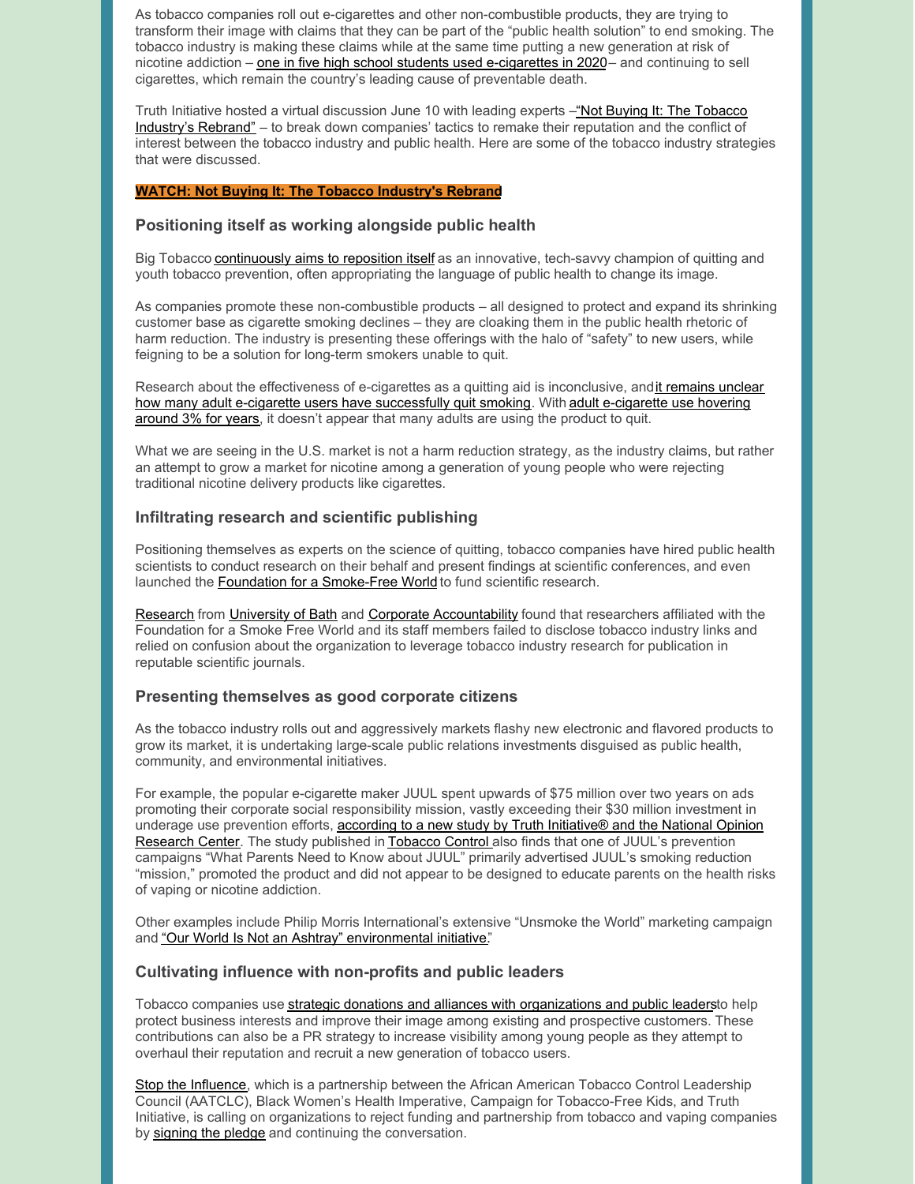As tobacco companies roll out e-cigarettes and other non-combustible products, they are trying to transform their image with claims that they can be part of the "public health solution" to end smoking. The tobacco industry is making these claims while at the same time putting a new generation at risk of nicotine addiction – one in five high school students used e-cigarettes in 2020 – and continuing to sell cigarettes, which remain the country's leading cause of preventable death.

Truth Initiative hosted a virtual discussion June 10 with leading experts – "Not Buying It: The Tobacco Industry's Rebrand" – to break down companies' tactics to remake their reputation and the conflict of interest between the tobacco industry and public health. Here are some of the tobacco industry strategies that were discussed.

**WATCH: Not Buying It: The Tobacco Industry's Rebrand**

### Positioning itself as working alongside public health

Big Tobacco continuously aims to reposition itself as an innovative, tech-savvy champion of quitting and youth tobacco prevention, often appropriating the language of public health to change its image.

As companies promote these non-combustible products – all designed to protect and expand its shrinking customer base as cigarette smoking declines – they are cloaking them in the public health rhetoric of harm reduction. The industry is presenting these offerings with the halo of "safety" to new users, while feigning to be a solution for long-term smokers unable to quit.

Research about the effectiveness of e-cigarettes as a quitting aid is inconclusive, and it remains unclear how many adult e-cigarette users have successfully quit smoking. With adult e-cigarette use hovering around 3% for years, it doesn't appear that many adults are using the product to quit.

What we are seeing in the U.S. market is not a harm reduction strategy, as the industry claims, but rather an attempt to grow a market for nicotine among a generation of young people who were rejecting traditional nicotine delivery products like cigarettes.

### Infiltrating research and scientific publishing

Positioning themselves as experts on the science of quitting, tobacco companies have hired public health scientists to conduct research on their behalf and present findings at scientific conferences, and even launched the Foundation for a Smoke-Free World to fund scientific research.

Research from University of Bath and Corporate Accountability found that researchers affiliated with the Foundation for a Smoke Free World and its staff members failed to disclose tobacco industry links and relied on confusion about the organization to leverage tobacco industry research for publication in reputable scientific journals.

### Presenting themselves as good corporate citizens

As the tobacco industry rolls out and aggressively markets flashy new electronic and flavored products to grow its market, it is undertaking large-scale public relations investments disguised as public health, community, and environmental initiatives.

For example, the popular e-cigarette maker JUUL spent upwards of $75 million over two years on ads promoting their corporate social responsibility mission, vastly exceeding their $30 million investment in underage use prevention efforts, according to a new study by Truth Initiative® and the National Opinion Research Center. The study published in Tobacco Control also finds that one of JUUL's prevention campaigns "What Parents Need to Know about JUUL" primarily advertised JUUL's smoking reduction "mission," promoted the product and did not appear to be designed to educate parents on the health risks of vaping or nicotine addiction.

Other examples include Philip Morris International's extensive "Unsmoke the World" marketing campaign and "Our World Is Not an Ashtray" environmental initiative."

### Cultivating influence with non-profits and public leaders

Tobacco companies use strategic donations and alliances with organizations and public leaders to help protect business interests and improve their image among existing and prospective customers. These contributions can also be a PR strategy to increase visibility among young people as they attempt to overhaul their reputation and recruit a new generation of tobacco users.

Stop the Influence, which is a partnership between the African American Tobacco Control Leadership Council (AATCLC), Black Women's Health Imperative, Campaign for Tobacco-Free Kids, and Truth Initiative, is calling on organizations to reject funding and partnership from tobacco and vaping companies by signing the pledge and continuing the conversation.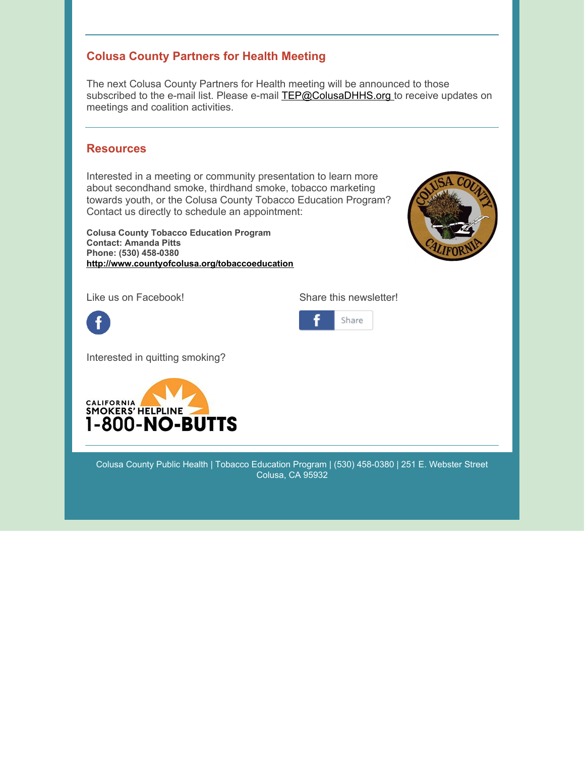## Colusa County Partners for Health Meeting

The next Colusa County Partners for Health meeting will be announced to those subscribed to the e-mail list. Please e-mail TEP@ColusaDHHS.org to receive updates on meetings and coalition activities.

## Resources

Interested in a meeting or community presentation to learn more about secondhand smoke, thirdhand smoke, tobacco marketing towards youth, or the Colusa County Tobacco Education Program? Contact us directly to schedule an appointment:

**Colusa County Tobacco Education Program**
**Contact: Amanda Pitts**
**Phone: (530) 458-0380**
**http://www.countyofcolusa.org/tobaccoeducation**

Like us on Facebook!

Share this newsletter!

Interested in quitting smoking?

CALIFORNIA SMOKERS' HELPLINE
1-800-NO-BUTTS

Colusa County Public Health | Tobacco Education Program | (530) 458-0380 | 251 E. Webster Street
Colusa, CA 95932